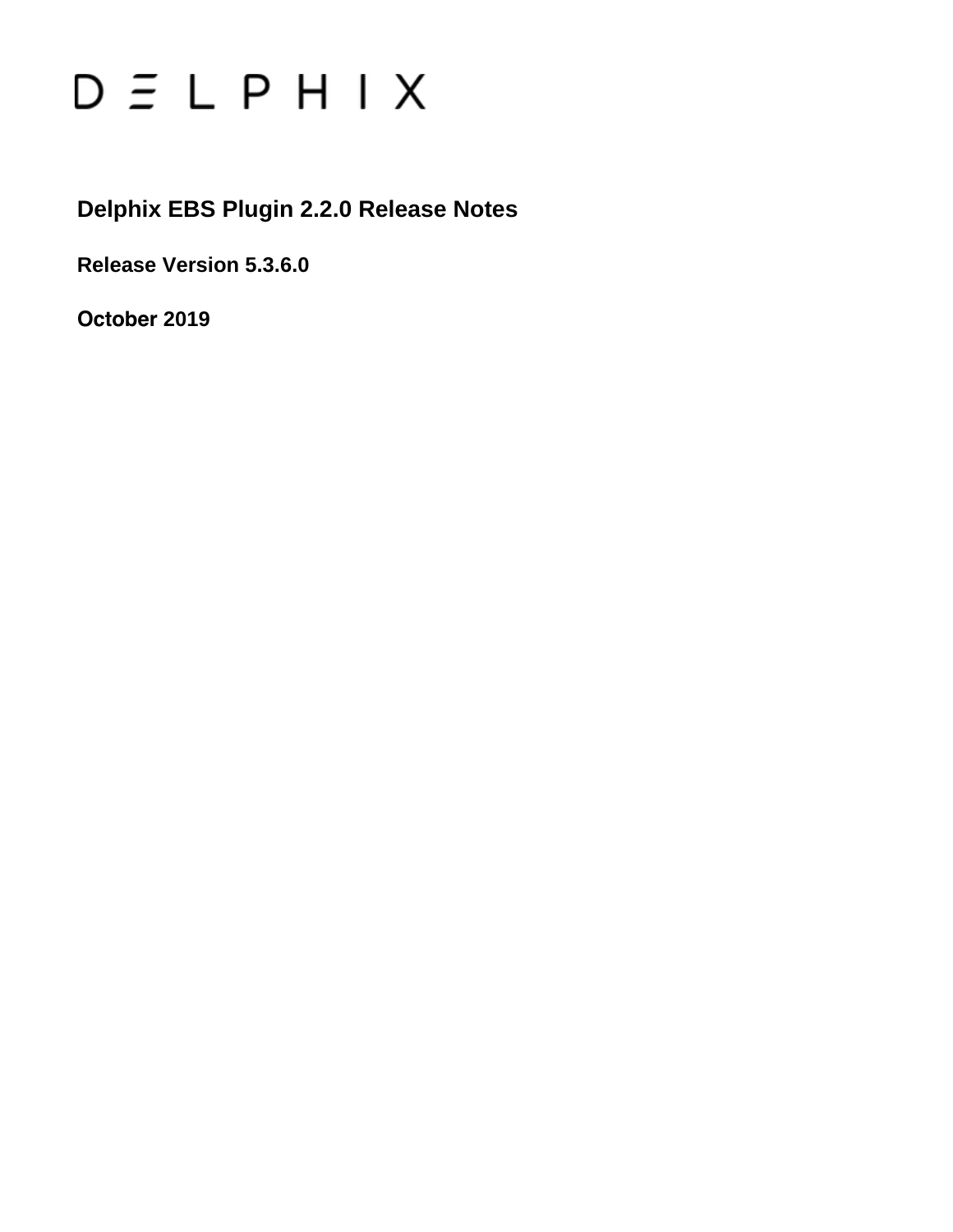D Ξ L P H I X

# Delphix EBS Plugin 2.2.0 Release Notes

**Release Version 5.3.6.0**

**October 2019**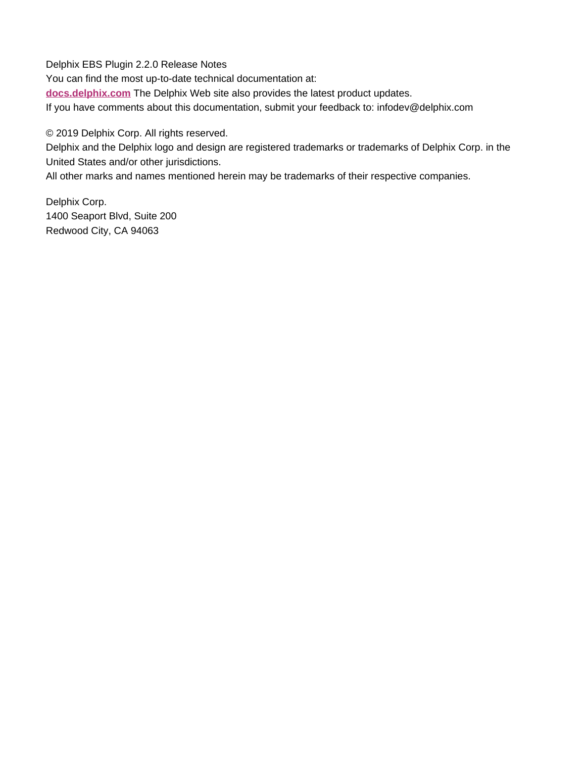Delphix EBS Plugin 2.2.0 Release Notes

You can find the most up-to-date technical documentation at:

**docs.delphix.com** The Delphix Web site also provides the latest product updates.

If you have comments about this documentation, submit your feedback to: infodev@delphix.com

© 2019 Delphix Corp. All rights reserved.

Delphix and the Delphix logo and design are registered trademarks or trademarks of Delphix Corp. in the United States and/or other jurisdictions.

All other marks and names mentioned herein may be trademarks of their respective companies.

Delphix Corp.
1400 Seaport Blvd, Suite 200
Redwood City, CA 94063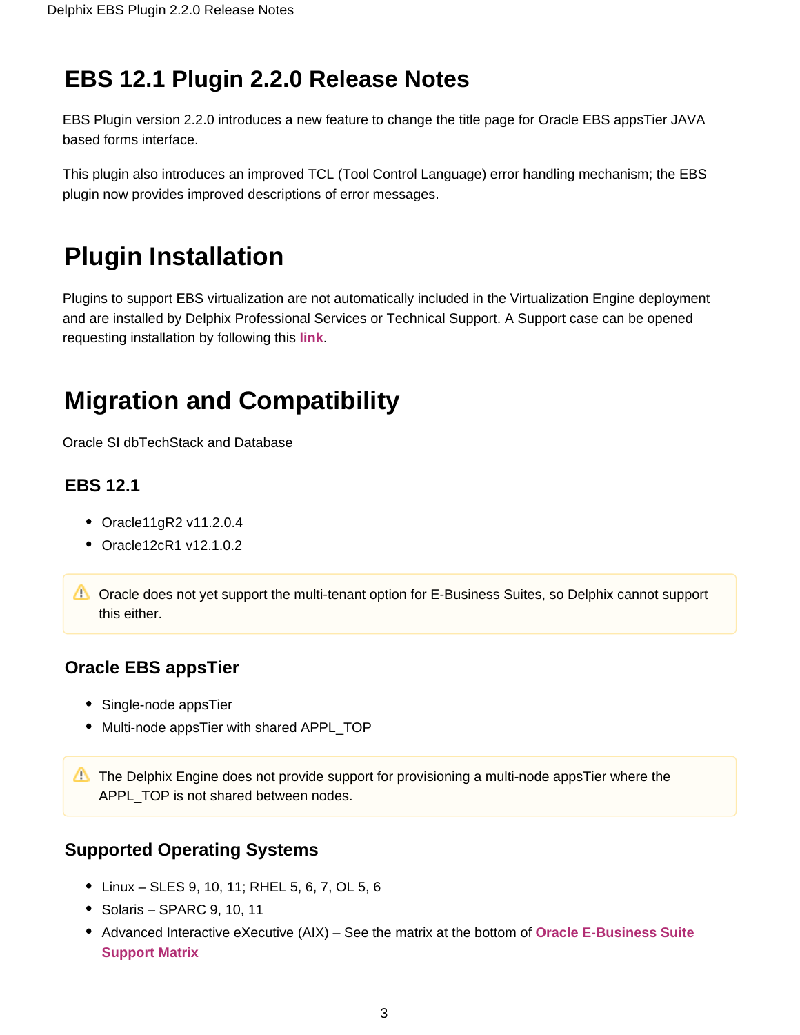# EBS 12.1 Plugin 2.2.0 Release Notes

EBS Plugin version 2.2.0 introduces a new feature to change the title page for Oracle EBS appsTier JAVA based forms interface.

This plugin also introduces an improved TCL (Tool Control Language) error handling mechanism; the EBS plugin now provides improved descriptions of error messages.

# Plugin Installation

Plugins to support EBS virtualization are not automatically included in the Virtualization Engine deployment and are installed by Delphix Professional Services or Technical Support. A Support case can be opened requesting installation by following this **link**.

# Migration and Compatibility

Oracle SI dbTechStack and Database

### EBS 12.1

- Oracle11gR2 v11.2.0.4
- Oracle12cR1 v12.1.0.2

> ⚠ Oracle does not yet support the multi-tenant option for E-Business Suites, so Delphix cannot support this either.

### Oracle EBS appsTier

- Single-node appsTier
- Multi-node appsTier with shared APPL_TOP

> ⚠ The Delphix Engine does not provide support for provisioning a multi-node appsTier where the APPL_TOP is not shared between nodes.

### Supported Operating Systems

- Linux – SLES 9, 10, 11; RHEL 5, 6, 7, OL 5, 6
- Solaris – SPARC 9, 10, 11
- Advanced Interactive eXecutive (AIX) – See the matrix at the bottom of **Oracle E-Business Suite Support Matrix**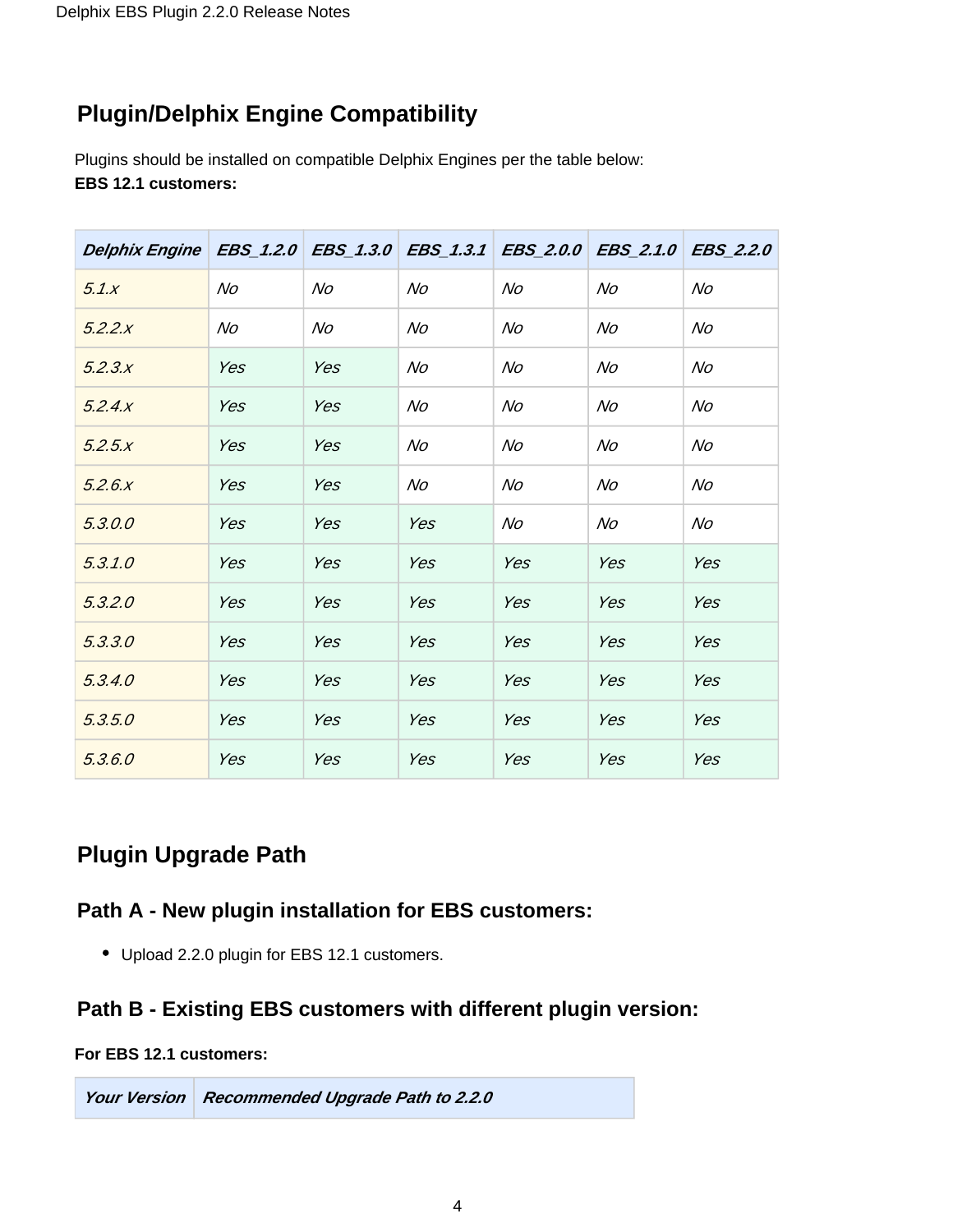## Plugin/Delphix Engine Compatibility

Plugins should be installed on compatible Delphix Engines per the table below:

**EBS 12.1 customers:**

| *Delphix Engine* | *EBS_1.2.0* | *EBS_1.3.0* | *EBS_1.3.1* | *EBS_2.0.0* | *EBS_2.1.0* | *EBS_2.2.0* |
|---|---|---|---|---|---|---|
| *5.1.x* | *No* | *No* | *No* | *No* | *No* | *No* |
| *5.2.2.x* | *No* | *No* | *No* | *No* | *No* | *No* |
| *5.2.3.x* | *Yes* | *Yes* | *No* | *No* | *No* | *No* |
| *5.2.4.x* | *Yes* | *Yes* | *No* | *No* | *No* | *No* |
| *5.2.5.x* | *Yes* | *Yes* | *No* | *No* | *No* | *No* |
| *5.2.6.x* | *Yes* | *Yes* | *No* | *No* | *No* | *No* |
| *5.3.0.0* | *Yes* | *Yes* | *Yes* | *No* | *No* | *No* |
| *5.3.1.0* | *Yes* | *Yes* | *Yes* | *Yes* | *Yes* | *Yes* |
| *5.3.2.0* | *Yes* | *Yes* | *Yes* | *Yes* | *Yes* | *Yes* |
| *5.3.3.0* | *Yes* | *Yes* | *Yes* | *Yes* | *Yes* | *Yes* |
| *5.3.4.0* | *Yes* | *Yes* | *Yes* | *Yes* | *Yes* | *Yes* |
| *5.3.5.0* | *Yes* | *Yes* | *Yes* | *Yes* | *Yes* | *Yes* |
| *5.3.6.0* | *Yes* | *Yes* | *Yes* | *Yes* | *Yes* | *Yes* |

## Plugin Upgrade Path

### Path A - New plugin installation for EBS customers:

- Upload 2.2.0 plugin for EBS 12.1 customers.

### Path B - Existing EBS customers with different plugin version:

**For EBS 12.1 customers:**

| *Your Version* | *Recommended Upgrade Path to 2.2.0* |
|---|---|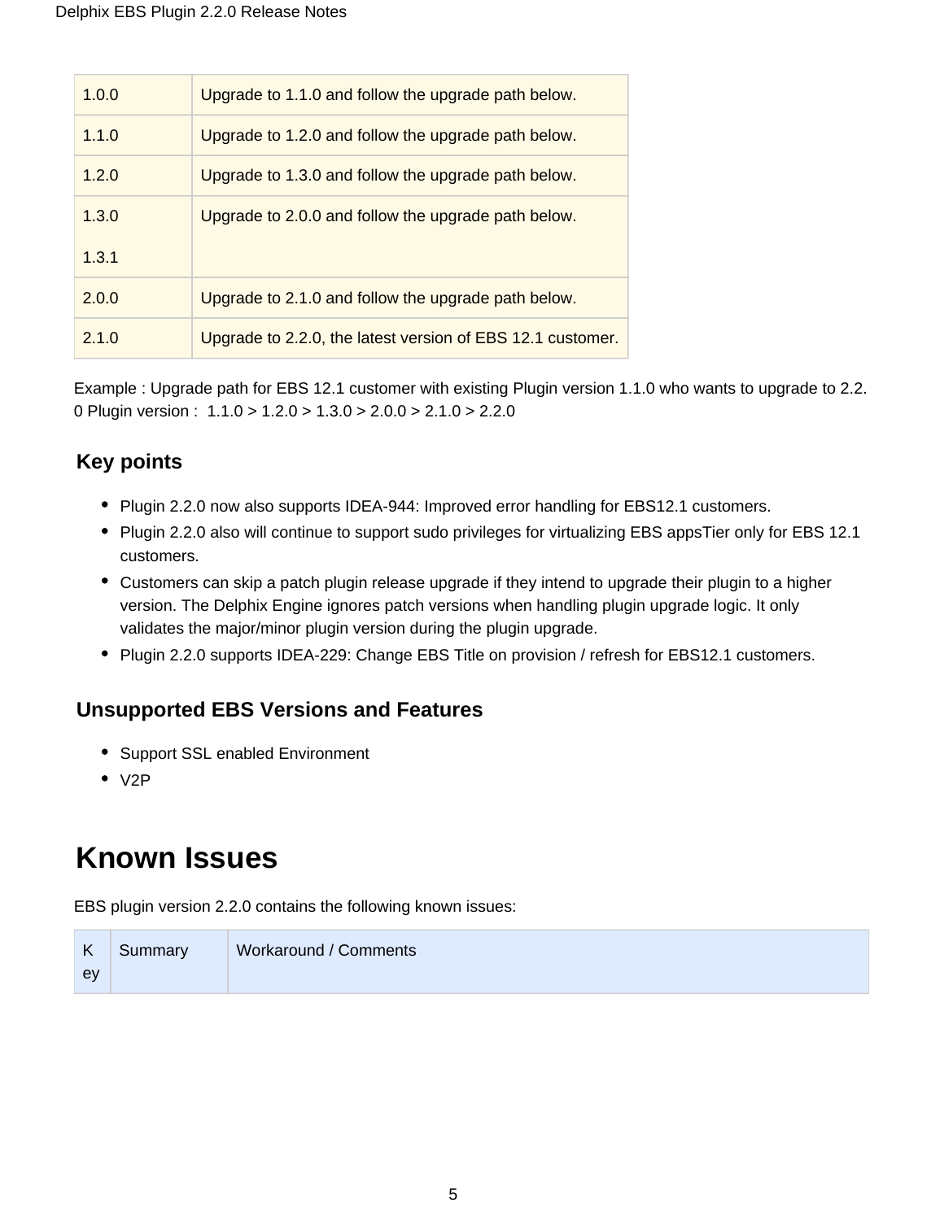| 1.0.0 | Upgrade to 1.1.0 and follow the upgrade path below. |
|---|---|
| 1.1.0 | Upgrade to 1.2.0 and follow the upgrade path below. |
| 1.2.0 | Upgrade to 1.3.0 and follow the upgrade path below. |
| 1.3.0<br>1.3.1 | Upgrade to 2.0.0 and follow the upgrade path below. |
| 2.0.0 | Upgrade to 2.1.0 and follow the upgrade path below. |
| 2.1.0 | Upgrade to 2.2.0, the latest version of EBS 12.1 customer. |

Example : Upgrade path for EBS 12.1 customer with existing Plugin version 1.1.0 who wants to upgrade to 2.2.0 Plugin version : 1.1.0 > 1.2.0 > 1.3.0 > 2.0.0 > 2.1.0 > 2.2.0

### Key points

- Plugin 2.2.0 now also supports IDEA-944: Improved error handling for EBS12.1 customers.
- Plugin 2.2.0 also will continue to support sudo privileges for virtualizing EBS appsTier only for EBS 12.1 customers.
- Customers can skip a patch plugin release upgrade if they intend to upgrade their plugin to a higher version. The Delphix Engine ignores patch versions when handling plugin upgrade logic. It only validates the major/minor plugin version during the plugin upgrade.
- Plugin 2.2.0 supports IDEA-229: Change EBS Title on provision / refresh for EBS12.1 customers.

### Unsupported EBS Versions and Features

- Support SSL enabled Environment
- V2P

# Known Issues

EBS plugin version 2.2.0 contains the following known issues:

| Key | Summary | Workaround / Comments |
|---|---|---|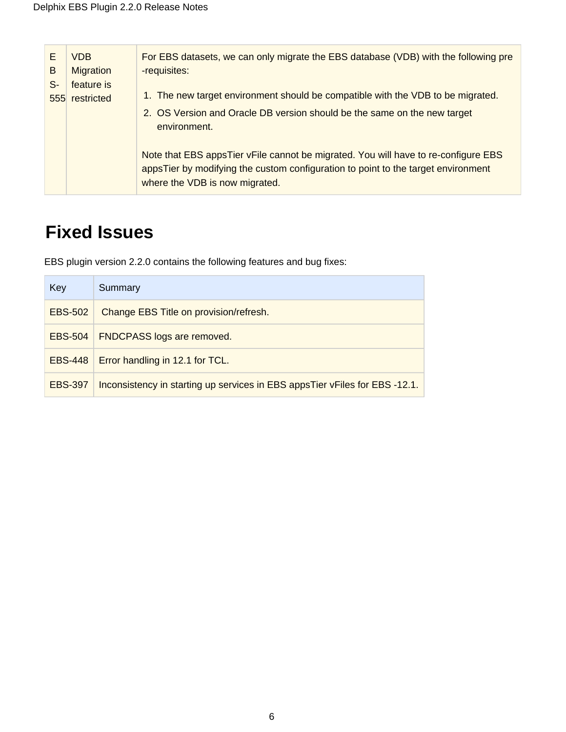| | | |
|---|---|---|
| EBS-555 | VDB Migration feature is restricted | For EBS datasets, we can only migrate the EBS database (VDB) with the following pre-requisites:<br><br>1. The new target environment should be compatible with the VDB to be migrated.<br>2. OS Version and Oracle DB version should be the same on the new target environment.<br><br>Note that EBS appsTier vFile cannot be migrated. You will have to re-configure EBS appsTier by modifying the custom configuration to point to the target environment where the VDB is now migrated. |

# Fixed Issues

EBS plugin version 2.2.0 contains the following features and bug fixes:

| Key | Summary |
|---|---|
| EBS-502 | Change EBS Title on provision/refresh. |
| EBS-504 | FNDCPASS logs are removed. |
| EBS-448 | Error handling in 12.1 for TCL. |
| EBS-397 | Inconsistency in starting up services in EBS appsTier vFiles for EBS -12.1. |